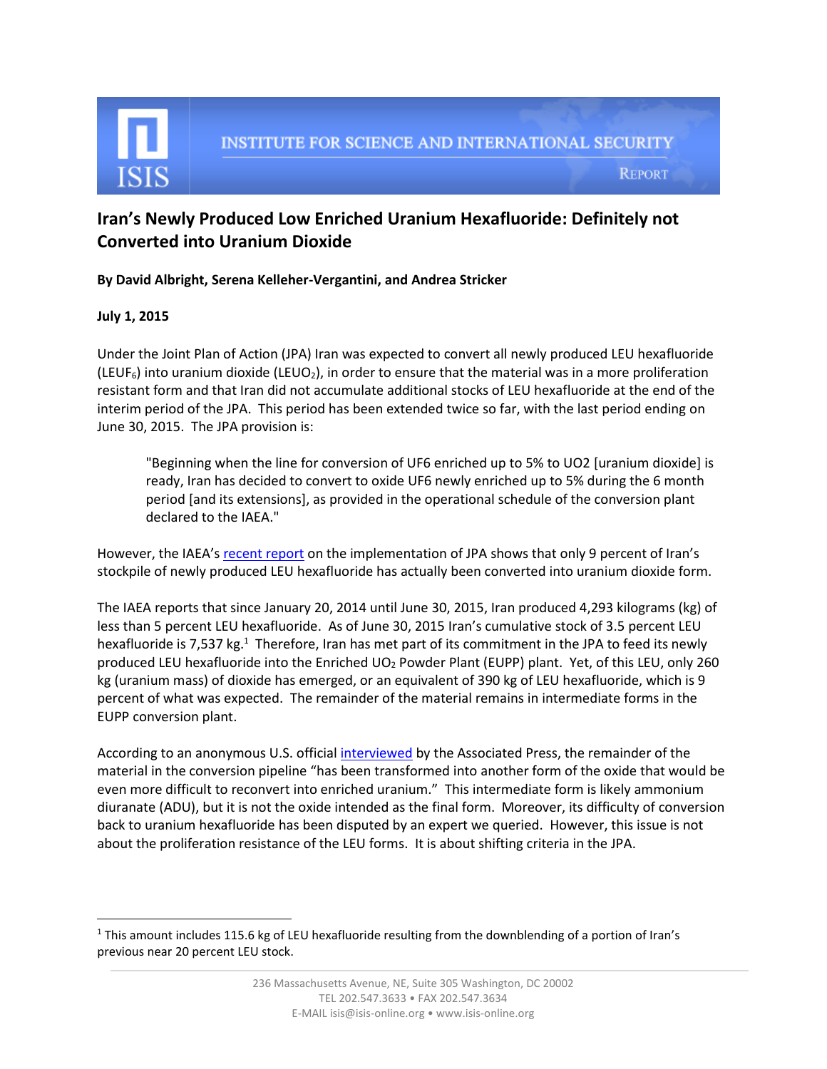INSTITUTE FOR SCIENCE AND INTERNATIONAL SECURITY

REPORT

# Iran's Newly Produced Low Enriched Uranium Hexafluoride: Definitely not Converted into Uranium Dioxide

**By David Albright, Serena Kelleher-Vergantini, and Andrea Stricker**

**July 1, 2015**

Under the Joint Plan of Action (JPA) Iran was expected to convert all newly produced LEU hexafluoride ($LEUF_6$) into uranium dioxide ($LEUO_2$), in order to ensure that the material was in a more proliferation resistant form and that Iran did not accumulate additional stocks of LEU hexafluoride at the end of the interim period of the JPA. This period has been extended twice so far, with the last period ending on June 30, 2015. The JPA provision is:

> "Beginning when the line for conversion of UF6 enriched up to 5% to UO2 [uranium dioxide] is ready, Iran has decided to convert to oxide UF6 newly enriched up to 5% during the 6 month period [and its extensions], as provided in the operational schedule of the conversion plant declared to the IAEA."

However, the IAEA's recent report on the implementation of JPA shows that only 9 percent of Iran's stockpile of newly produced LEU hexafluoride has actually been converted into uranium dioxide form.

The IAEA reports that since January 20, 2014 until June 30, 2015, Iran produced 4,293 kilograms (kg) of less than 5 percent LEU hexafluoride. As of June 30, 2015 Iran's cumulative stock of 3.5 percent LEU hexafluoride is 7,537 kg.[1] Therefore, Iran has met part of its commitment in the JPA to feed its newly produced LEU hexafluoride into the Enriched $UO_2$ Powder Plant (EUPP) plant. Yet, of this LEU, only 260 kg (uranium mass) of dioxide has emerged, or an equivalent of 390 kg of LEU hexafluoride, which is 9 percent of what was expected. The remainder of the material remains in intermediate forms in the EUPP conversion plant.

According to an anonymous U.S. official interviewed by the Associated Press, the remainder of the material in the conversion pipeline "has been transformed into another form of the oxide that would be even more difficult to reconvert into enriched uranium." This intermediate form is likely ammonium diuranate (ADU), but it is not the oxide intended as the final form. Moreover, its difficulty of conversion back to uranium hexafluoride has been disputed by an expert we queried. However, this issue is not about the proliferation resistance of the LEU forms. It is about shifting criteria in the JPA.

---

[1] This amount includes 115.6 kg of LEU hexafluoride resulting from the downblending of a portion of Iran's previous near 20 percent LEU stock.

236 Massachusetts Avenue, NE, Suite 305 Washington, DC 20002
TEL 202.547.3633 • FAX 202.547.3634
E-MAIL isis@isis-online.org • www.isis-online.org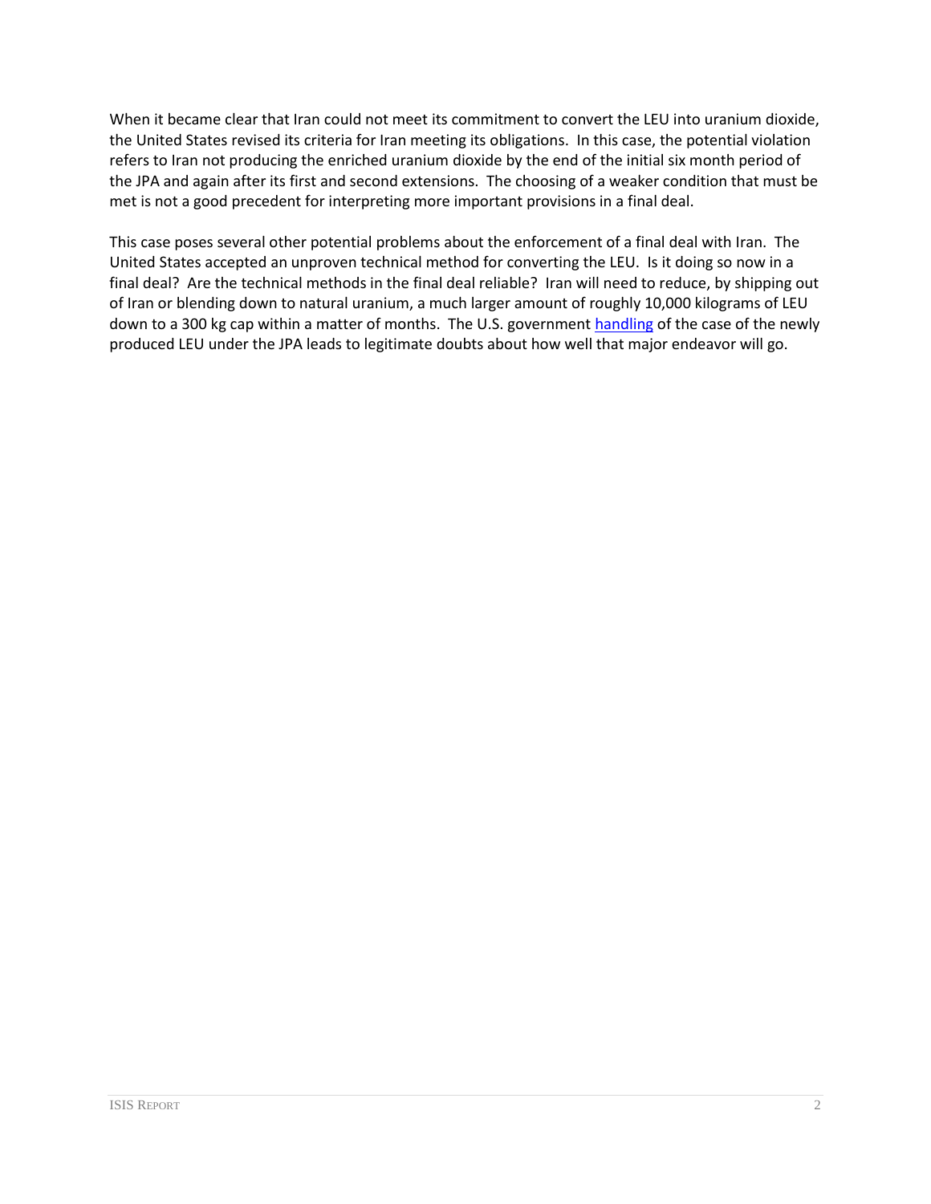When it became clear that Iran could not meet its commitment to convert the LEU into uranium dioxide, the United States revised its criteria for Iran meeting its obligations. In this case, the potential violation refers to Iran not producing the enriched uranium dioxide by the end of the initial six month period of the JPA and again after its first and second extensions. The choosing of a weaker condition that must be met is not a good precedent for interpreting more important provisions in a final deal.

This case poses several other potential problems about the enforcement of a final deal with Iran. The United States accepted an unproven technical method for converting the LEU. Is it doing so now in a final deal? Are the technical methods in the final deal reliable? Iran will need to reduce, by shipping out of Iran or blending down to natural uranium, a much larger amount of roughly 10,000 kilograms of LEU down to a 300 kg cap within a matter of months. The U.S. government handling of the case of the newly produced LEU under the JPA leads to legitimate doubts about how well that major endeavor will go.